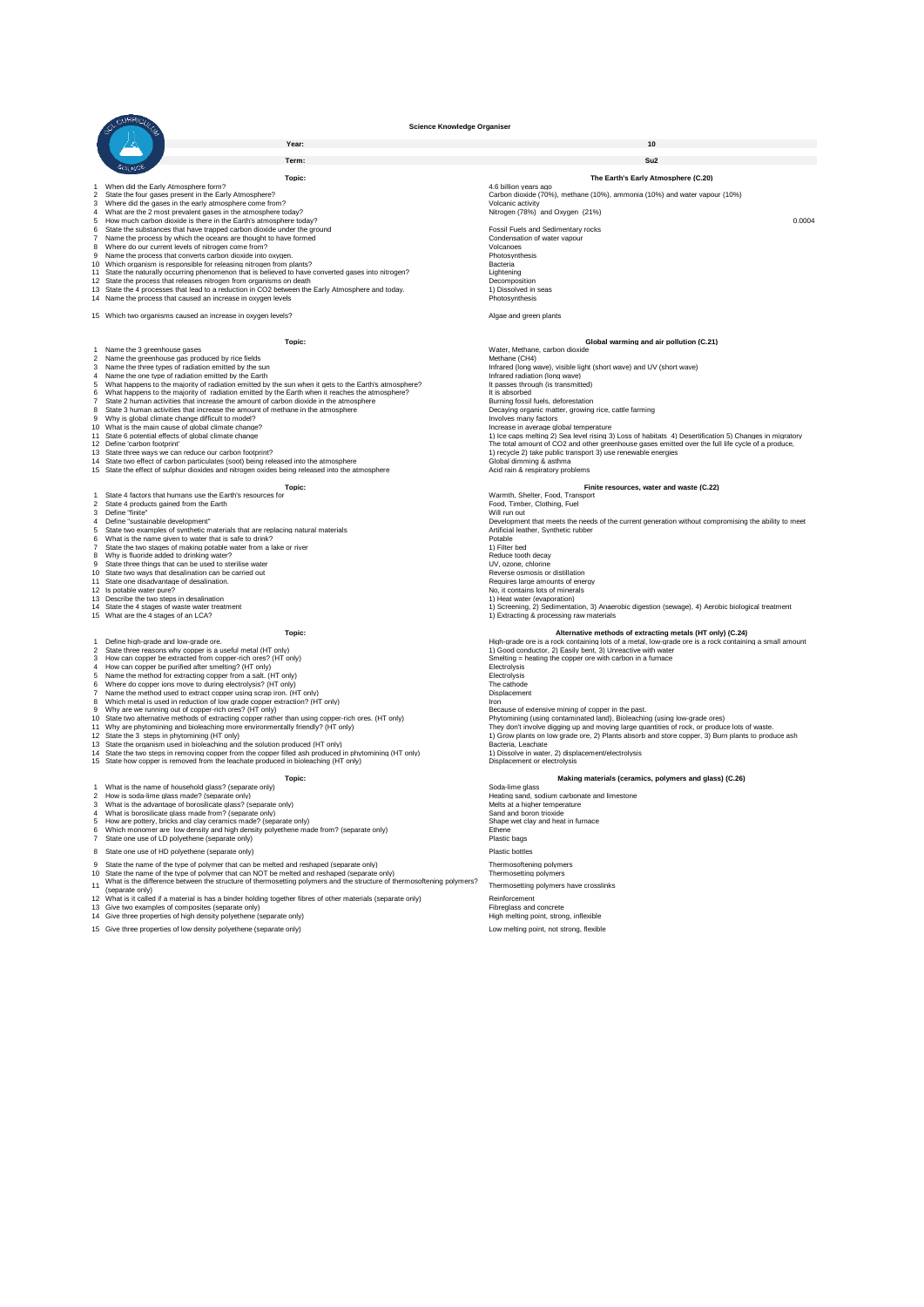# Science Knowledge Organiser

| Year: | 10 |
|---|---|
| Term: | Su2 |

## Topic: The Earth's Early Atmosphere (C.20)

| | Question | Answer |
|---|---|---|
| 1 | When did the Early Atmosphere form? | 4.6 billion years ago |
| 2 | State the four gases present in the Early Atmosphere? | Carbon dioxide (70%), methane (10%), ammonia (10%) and water vapour (10%) |
| 3 | Where did the gases in the early atmosphere come from? | Volcanic activity |
| 4 | What are the 2 most prevalent gases in the atmosphere today? | Nitrogen (78%) and Oxygen (21%) |
| 5 | How much carbon dioxide is there in the Earth's atmosphere today? | 0.0004 |
| 6 | State the substances that have trapped carbon dioxide under the ground | Fossil Fuels and Sedimentary rocks |
| 7 | Name the process by which the oceans are thought to have formed | Condensation of water vapour |
| 8 | Where do our current levels of nitrogen come from? | Volcanoes |
| 9 | Name the process that converts carbon dioxide into oxygen. | Photosynthesis |
| 10 | Which organism is responsible for releasing nitrogen from plants? | Bacteria |
| 11 | State the naturally occurring phenomenon that is believed to have converted gases into nitrogen? | Lightening |
| 12 | State the process that releases nitrogen from organisms on death | Decomposition |
| 13 | State the 4 processes that lead to a reduction in CO2 between the Early Atmosphere and today. | 1) Dissolved in seas |
| 14 | Name the process that caused an increase in oxygen levels | Photosynthesis |
| 15 | Which two organisms caused an increase in oxygen levels? | Algae and green plants |

## Topic: Global warming and air pollution (C.21)

| | Question | Answer |
|---|---|---|
| 1 | Name the 3 greenhouse gases | Water, Methane, carbon dioxide |
| 2 | Name the greenhouse gas produced by rice fields | Methane (CH4) |
| 3 | Name the three types of radiation emitted by the sun | Infrared (long wave), visible light (short wave) and UV (short wave) |
| 4 | Name the one type of radiation emitted by the Earth | Infrared radiation (long wave) |
| 5 | What happens to the majority of radiation emitted by the sun when it gets to the Earth's atmosphere? | It passes through (is transmitted) |
| 6 | What happens to the majority of radiation emitted by the Earth when it reaches the atmosphere? | It is absorbed |
| 7 | State 2 human activities that increase the amount of carbon dioxide in the atmosphere | Burning fossil fuels, deforestation |
| 8 | State 3 human activities that increase the amount of methane in the atmosphere | Decaying organic matter, growing rice, cattle farming |
| 9 | Why is global climate change difficult to model? | Involves many factors |
| 10 | What is the main cause of global climate change? | Increase in average global temperature |
| 11 | State 6 potential effects of global climate change | 1) Ice caps melting 2) Sea level rising 3) Loss of habitats 4) Desertification 5) Changes in migratory |
| 12 | Define 'carbon footprint' | The total amount of CO2 and other greenhouse gases emitted over the full life cycle of a product, |
| 13 | State three ways we can reduce our carbon footprint? | 1) recycle 2) take public transport 3) use renewable energies |
| 14 | State two effect of carbon particulates (soot) being released into the atmosphere | Global dimming & asthma |
| 15 | State the effect of sulphur dioxides and nitrogen oxides being released into the atmosphere | Acid rain & respiratory problems |

## Topic: Finite resources, water and waste (C.22)

| | Question | Answer |
|---|---|---|
| 1 | State 4 factors that humans use the Earth's resources for | Warmth, Shelter, Food, Transport |
| 2 | State 4 products gained from the Earth | Food, Timber, Clothing, Fuel |
| 3 | Define "finite" | Will run out |
| 4 | Define "sustainable development" | Development that meets the needs of the current generation without compromising the ability to meet |
| 5 | State two examples of synthetic materials that are replacing natural materials | Artificial leather, Synthetic rubber |
| 6 | What is the name given to water that is safe to drink? | Potable |
| 7 | State the two stages of making potable water from a lake or river | 1) Filter bed |
| 8 | Why is fluoride added to drinking water? | Reduce tooth decay |
| 9 | State three things that can be used to sterilise water | UV, ozone, chlorine |
| 10 | State two ways that desalination can be carried out | Reverse osmosis or distillation |
| 11 | State one disadvantage of desalination. | Requires large amounts of energy |
| 12 | Is potable water pure? | No, it contains lots of minerals |
| 13 | Describe the two steps in desalination | 1) Heat water (evaporation) |
| 14 | State the 4 stages of waste water treatment | 1) Screening, 2) Sedimentation, 3) Anaerobic digestion (sewage), 4) Aerobic biological treatment |
| 15 | What are the 4 stages of an LCA? | 1) Extracting & processing raw materials |

## Topic: Alternative methods of extracting metals (HT only) (C.24)

| | Question | Answer |
|---|---|---|
| 1 | Define high-grade and low-grade ore. | High-grade ore is a rock containing lots of a metal, low-grade ore is a rock containing a small amount |
| 2 | State three reasons why copper is a useful metal (HT only) | 1) Good conductor, 2) Easily bent, 3) Unreactive with water |
| 3 | How can copper be extracted from copper-rich ores? (HT only) | Smelting = heating the copper ore with carbon in a furnace |
| 4 | How can copper be purified after smelting? (HT only) | Electrolysis |
| 5 | Name the method for extracting copper from a salt. (HT only) | Electrolysis |
| 6 | Where do copper ions move to during electrolysis? (HT only) | The cathode |
| 7 | Name the method used to extract copper using scrap iron. (HT only) | Displacement |
| 8 | Which metal is used in reduction of low grade copper extraction? (HT only) | Iron |
| 9 | Why are we running out of copper-rich ores? (HT only) | Because of extensive mining of copper in the past. |
| 10 | State two alternative methods of extracting copper rather than using copper-rich ores. (HT only) | Phytomining (using contaminated land), Bioleaching (using low-grade ores) |
| 11 | Why are phytomining and bioleaching more environmentally friendly? (HT only) | They don't involve digging up and moving large quantities of rock, or produce lots of waste. |
| 12 | State the 3 steps in phytomining (HT only) | 1) Grow plants on low grade ore, 2) Plants absorb and store copper, 3) Burn plants to produce ash |
| 13 | State the organism used in bioleaching and the solution produced (HT only) | Bacteria, Leachate |
| 14 | State the two steps in removing copper from the copper filled ash produced in phytomining (HT only) | 1) Dissolve in water, 2) displacement/electrolysis |
| 15 | State how copper is removed from the leachate produced in bioleaching (HT only) | Displacement or electrolysis |

## Topic: Making materials (ceramics, polymers and glass) (C.26)

| | Question | Answer |
|---|---|---|
| 1 | What is the name of household glass? (separate only) | Soda-lime glass |
| 2 | How is soda-lime glass made? (separate only) | Heating sand, sodium carbonate and limestone |
| 3 | What is the advantage of borosilicate glass? (separate only) | Melts at a higher temperature |
| 4 | What is borosilicate glass made from? (separate only) | Sand and boron trioxide |
| 5 | How are pottery, bricks and clay ceramics made? (separate only) | Shape wet clay and heat in furnace |
| 6 | Which monomer are low density and high density polyethene made from? (separate only) | Ethene |
| 7 | State one use of LD polyethene (separate only) | Plastic bags |
| 8 | State one use of HD polyethene (separate only) | Plastic bottles |
| 9 | State the name of the type of polymer that can be melted and reshaped (separate only) | Thermosoftening polymers |
| 10 | State the name of the type of polymer that can NOT be melted and reshaped (separate only) | Thermosetting polymers |
| 11 | What is the difference between the structure of thermosetting polymers and the structure of thermosoftening polymers? (separate only) | Thermosetting polymers have crosslinks |
| 12 | What is it called if a material is has a binder holding together fibres of other materials (separate only) | Reinforcement |
| 13 | Give two examples of composites (separate only) | Fibreglass and concrete |
| 14 | Give three properties of high density polyethene (separate only) | High melting point, strong, inflexible |
| 15 | Give three properties of low density polyethene (separate only) | Low melting point, not strong, flexible |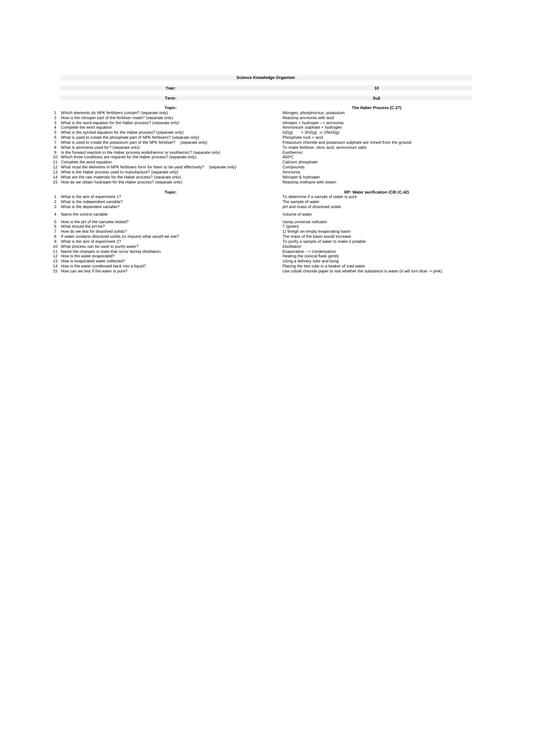# Science Knowledge Organiser

| Year: | 10 |
|---|---|
| **Term:** | **Su2** |

| | Topic: | The Haber Process (C.27) |
|---|---|---|
| 1 | Which elements do NPK fertilisers contain? (separate only) | Nitrogen, phosphorous, potassium |
| 2 | How is the nitrogen part of the fertiliser made? (separate only) | Reacting ammonia with acid |
| 3 | What is the word equation for the Haber process? (separate only) | nitrogen + hydrogen --> ammonia |
| 4 | Complete the word equation | Ammonium sulphate + hydrogen |
| 5 | What is the symbol equation for the Haber process? (separate only) | $N_2(g) + 3H_2(g) \rightleftharpoons 2NH_3(g)$ |
| 6 | What is used to create the phosphate part of NPK fertilisers? (separate only) | Phosphate rock + acid |
| 7 | What is used to create the potassium part of the NPK fertiliser? (separate only) | Potassium chloride and potassium sulphate are mined from the ground |
| 8 | What is ammonia used for? (separate only) | To make fertiliser, nitric acid, ammonium salts |
| 9 | Is the forward reaction in the Haber process endothermic or exothermic? (separate only) | Exothermic |
| 10 | Which three conditions are required for the Haber process? (separate only) | 450ºC |
| 11 | Complete the word equation | Calcium phosphate |
| 12 | What must the elements in NPK fertilisers form for them to be used effectively? (separate only) | Compounds |
| 13 | What is the Haber process used to manufacture? (separate only) | Ammonia |
| 14 | What are the raw materials for the Haber process? (separate only) | Nitrogen & hydrogen |
| 15 | How do we obtain hydrogen for the Haber process? (separate only) | Reacting methane with steam |

| | Topic: | RP: Water purification (C8) (C.42) |
|---|---|---|
| 1 | What is the aim of experiment 1? | To determine if a sample of water is pure |
| 2 | What is the independent variable? | The sample of water |
| 3 | What is the dependent variable? | pH and mass of dissolved solids |
| 4 | Name the control variable | Volume of water |
| 5 | How is the pH of the samples tested? | Using universal indicator |
| 6 | What should the pH be? | 7 (green) |
| 7 | How do we test for dissolved solids? | 1) Weigh an empty evaporating basin |
| 8 | If water contains dissolved solids (is impure) what would we see? | The mass of the basin would increase |
| 9 | What is the aim of experiment 2? | To purify a sample of water to make it potable |
| 10 | What process can be used to purify water? | Distillation |
| 11 | Name the changes in state that occur during distillation | Evaporation --> condensation |
| 12 | How is the water evaporated? | Heating the conical flask gently |
| 13 | How is evaporated water collected? | Using a delivery tube and bung |
| 14 | How is the water condensed back into a liquid? | Placing the test tube in a beaker of iced water |
| 15 | How can we test if the water is pure? | Use cobalt chloride paper to test whether the substance is water (it will turn blue -> pink). |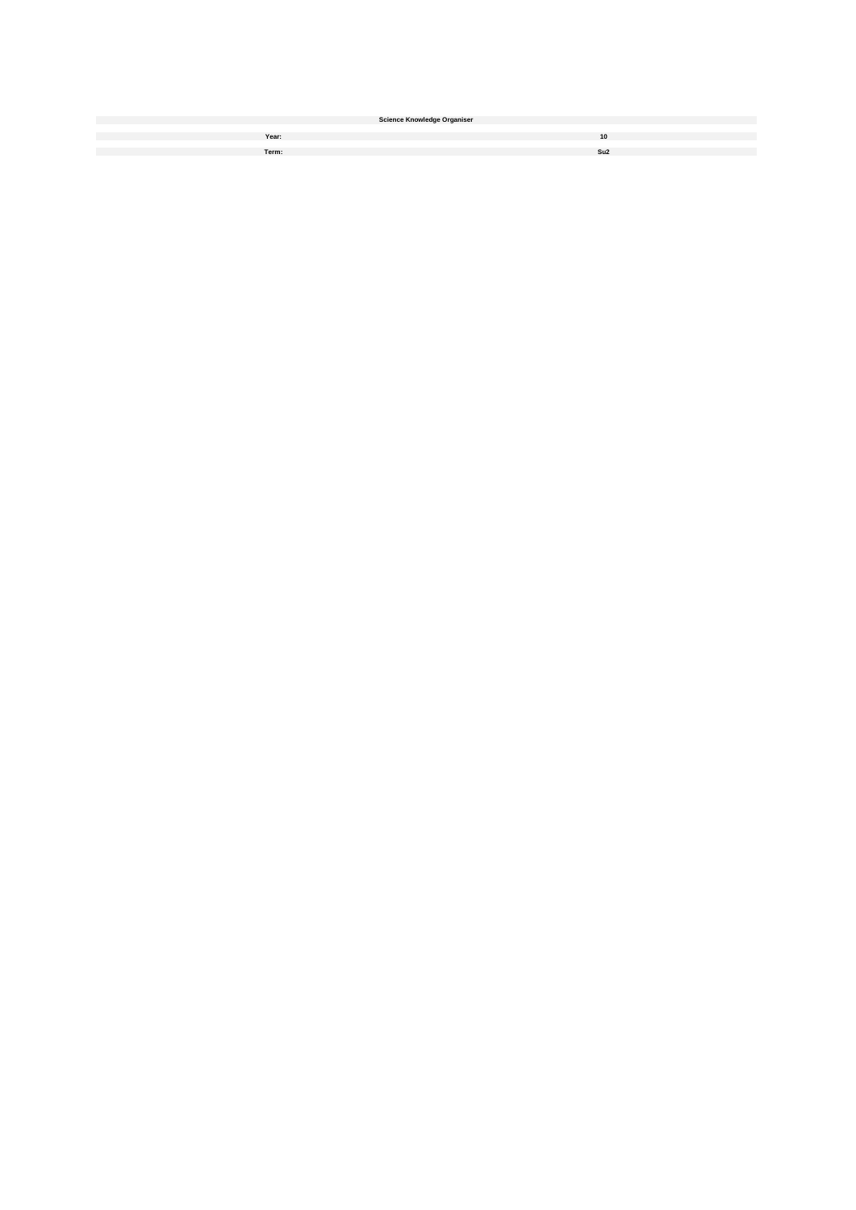| Science Knowledge Organiser | |
|---|---|
| Year: | 10 |
| Term: | Su2 |